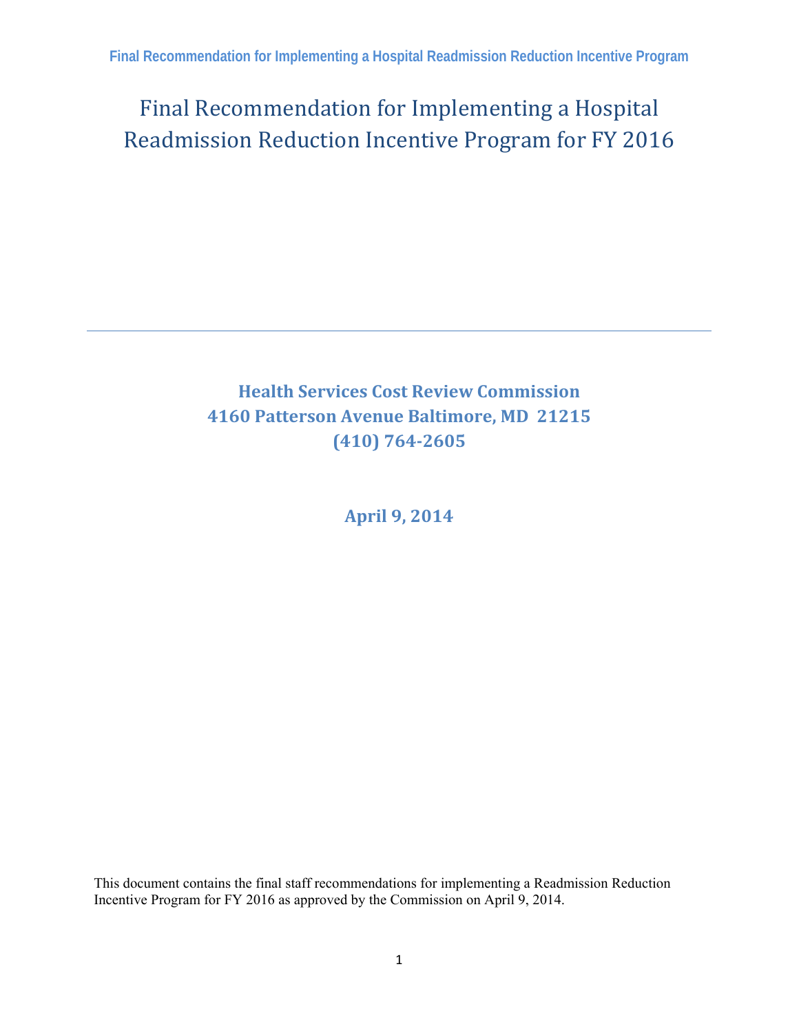# Final Recommendation for Implementing a Hospital Readmission Reduction Incentive Program for FY 2016

---

**Health Services Cost Review Commission**
**4160 Patterson Avenue Baltimore, MD 21215**
**(410) 764-2605**

**April 9, 2014**

This document contains the final staff recommendations for implementing a Readmission Reduction Incentive Program for FY 2016 as approved by the Commission on April 9, 2014.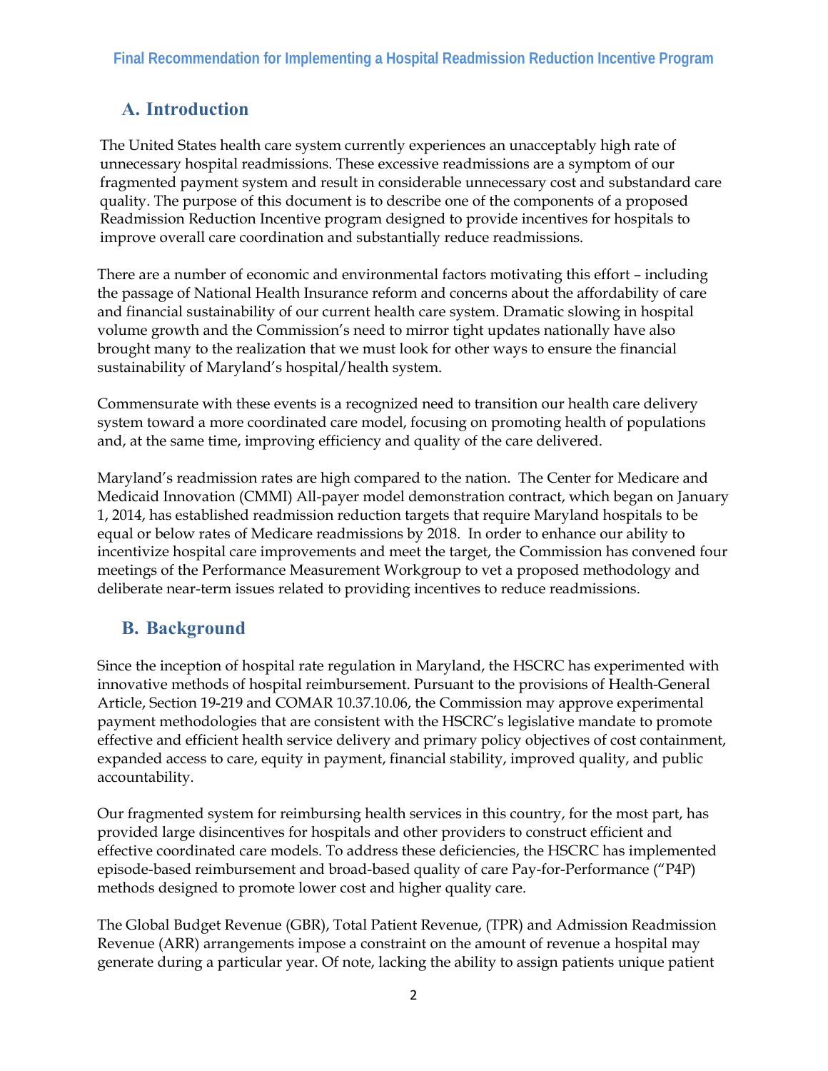## A. Introduction

The United States health care system currently experiences an unacceptably high rate of unnecessary hospital readmissions. These excessive readmissions are a symptom of our fragmented payment system and result in considerable unnecessary cost and substandard care quality. The purpose of this document is to describe one of the components of a proposed Readmission Reduction Incentive program designed to provide incentives for hospitals to improve overall care coordination and substantially reduce readmissions.

There are a number of economic and environmental factors motivating this effort – including the passage of National Health Insurance reform and concerns about the affordability of care and financial sustainability of our current health care system. Dramatic slowing in hospital volume growth and the Commission's need to mirror tight updates nationally have also brought many to the realization that we must look for other ways to ensure the financial sustainability of Maryland's hospital/health system.

Commensurate with these events is a recognized need to transition our health care delivery system toward a more coordinated care model, focusing on promoting health of populations and, at the same time, improving efficiency and quality of the care delivered.

Maryland's readmission rates are high compared to the nation. The Center for Medicare and Medicaid Innovation (CMMI) All-payer model demonstration contract, which began on January 1, 2014, has established readmission reduction targets that require Maryland hospitals to be equal or below rates of Medicare readmissions by 2018. In order to enhance our ability to incentivize hospital care improvements and meet the target, the Commission has convened four meetings of the Performance Measurement Workgroup to vet a proposed methodology and deliberate near-term issues related to providing incentives to reduce readmissions.

## B. Background

Since the inception of hospital rate regulation in Maryland, the HSCRC has experimented with innovative methods of hospital reimbursement. Pursuant to the provisions of Health-General Article, Section 19-219 and COMAR 10.37.10.06, the Commission may approve experimental payment methodologies that are consistent with the HSCRC's legislative mandate to promote effective and efficient health service delivery and primary policy objectives of cost containment, expanded access to care, equity in payment, financial stability, improved quality, and public accountability.

Our fragmented system for reimbursing health services in this country, for the most part, has provided large disincentives for hospitals and other providers to construct efficient and effective coordinated care models. To address these deficiencies, the HSCRC has implemented episode-based reimbursement and broad-based quality of care Pay-for-Performance ("P4P) methods designed to promote lower cost and higher quality care.

The Global Budget Revenue (GBR), Total Patient Revenue, (TPR) and Admission Readmission Revenue (ARR) arrangements impose a constraint on the amount of revenue a hospital may generate during a particular year. Of note, lacking the ability to assign patients unique patient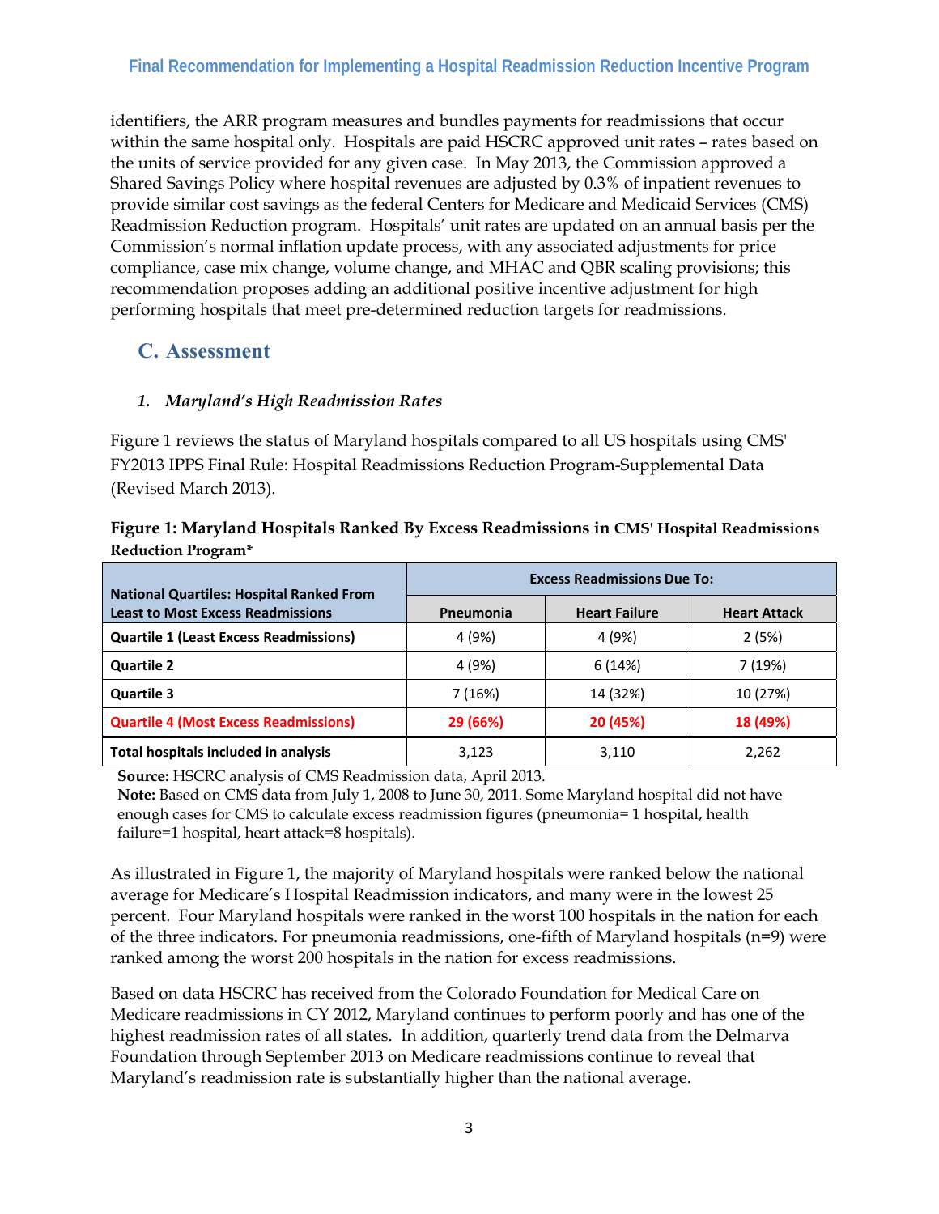identifiers, the ARR program measures and bundles payments for readmissions that occur within the same hospital only. Hospitals are paid HSCRC approved unit rates – rates based on the units of service provided for any given case. In May 2013, the Commission approved a Shared Savings Policy where hospital revenues are adjusted by 0.3% of inpatient revenues to provide similar cost savings as the federal Centers for Medicare and Medicaid Services (CMS) Readmission Reduction program. Hospitals' unit rates are updated on an annual basis per the Commission's normal inflation update process, with any associated adjustments for price compliance, case mix change, volume change, and MHAC and QBR scaling provisions; this recommendation proposes adding an additional positive incentive adjustment for high performing hospitals that meet pre-determined reduction targets for readmissions.

## C. Assessment

### *1. Maryland's High Readmission Rates*

Figure 1 reviews the status of Maryland hospitals compared to all US hospitals using CMS' FY2013 IPPS Final Rule: Hospital Readmissions Reduction Program-Supplemental Data (Revised March 2013).

**Figure 1: Maryland Hospitals Ranked By Excess Readmissions in CMS' Hospital Readmissions Reduction Program***

| National Quartiles: Hospital Ranked From Least to Most Excess Readmissions | Excess Readmissions Due To: | | |
|---|---|---|---|
| | Pneumonia | Heart Failure | Heart Attack |
| **Quartile 1 (Least Excess Readmissions)** | 4 (9%) | 4 (9%) | 2 (5%) |
| **Quartile 2** | 4 (9%) | 6 (14%) | 7 (19%) |
| **Quartile 3** | 7 (16%) | 14 (32%) | 10 (27%) |
| **Quartile 4 (Most Excess Readmissions)** | **29 (66%)** | **20 (45%)** | **18 (49%)** |
| **Total hospitals included in analysis** | 3,123 | 3,110 | 2,262 |

**Source:** HSCRC analysis of CMS Readmission data, April 2013.
**Note:** Based on CMS data from July 1, 2008 to June 30, 2011. Some Maryland hospital did not have enough cases for CMS to calculate excess readmission figures (pneumonia= 1 hospital, health failure=1 hospital, heart attack=8 hospitals).

As illustrated in Figure 1, the majority of Maryland hospitals were ranked below the national average for Medicare's Hospital Readmission indicators, and many were in the lowest 25 percent. Four Maryland hospitals were ranked in the worst 100 hospitals in the nation for each of the three indicators. For pneumonia readmissions, one-fifth of Maryland hospitals (n=9) were ranked among the worst 200 hospitals in the nation for excess readmissions.

Based on data HSCRC has received from the Colorado Foundation for Medical Care on Medicare readmissions in CY 2012, Maryland continues to perform poorly and has one of the highest readmission rates of all states. In addition, quarterly trend data from the Delmarva Foundation through September 2013 on Medicare readmissions continue to reveal that Maryland's readmission rate is substantially higher than the national average.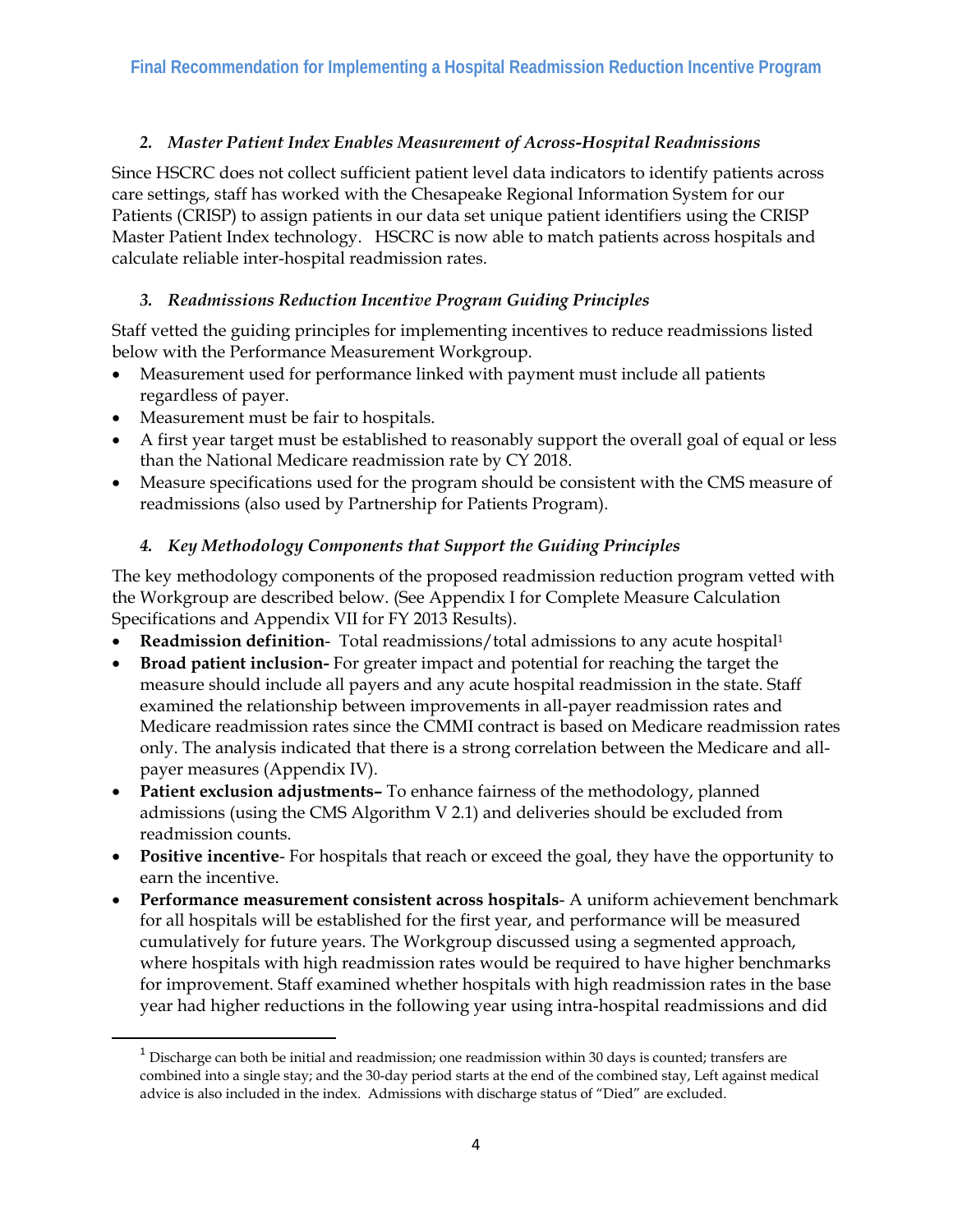### *2. Master Patient Index Enables Measurement of Across-Hospital Readmissions*

Since HSCRC does not collect sufficient patient level data indicators to identify patients across care settings, staff has worked with the Chesapeake Regional Information System for our Patients (CRISP) to assign patients in our data set unique patient identifiers using the CRISP Master Patient Index technology. HSCRC is now able to match patients across hospitals and calculate reliable inter-hospital readmission rates.

### *3. Readmissions Reduction Incentive Program Guiding Principles*

Staff vetted the guiding principles for implementing incentives to reduce readmissions listed below with the Performance Measurement Workgroup.

- Measurement used for performance linked with payment must include all patients regardless of payer.
- Measurement must be fair to hospitals.
- A first year target must be established to reasonably support the overall goal of equal or less than the National Medicare readmission rate by CY 2018.
- Measure specifications used for the program should be consistent with the CMS measure of readmissions (also used by Partnership for Patients Program).

### *4. Key Methodology Components that Support the Guiding Principles*

The key methodology components of the proposed readmission reduction program vetted with the Workgroup are described below. (See Appendix I for Complete Measure Calculation Specifications and Appendix VII for FY 2013 Results).

- **Readmission definition**- Total readmissions/total admissions to any acute hospital[1]
- **Broad patient inclusion-** For greater impact and potential for reaching the target the measure should include all payers and any acute hospital readmission in the state. Staff examined the relationship between improvements in all-payer readmission rates and Medicare readmission rates since the CMMI contract is based on Medicare readmission rates only. The analysis indicated that there is a strong correlation between the Medicare and all-payer measures (Appendix IV).
- **Patient exclusion adjustments–** To enhance fairness of the methodology, planned admissions (using the CMS Algorithm V 2.1) and deliveries should be excluded from readmission counts.
- **Positive incentive**- For hospitals that reach or exceed the goal, they have the opportunity to earn the incentive.
- **Performance measurement consistent across hospitals**- A uniform achievement benchmark for all hospitals will be established for the first year, and performance will be measured cumulatively for future years. The Workgroup discussed using a segmented approach, where hospitals with high readmission rates would be required to have higher benchmarks for improvement. Staff examined whether hospitals with high readmission rates in the base year had higher reductions in the following year using intra-hospital readmissions and did

---

[1] Discharge can both be initial and readmission; one readmission within 30 days is counted; transfers are combined into a single stay; and the 30-day period starts at the end of the combined stay, Left against medical advice is also included in the index. Admissions with discharge status of "Died" are excluded.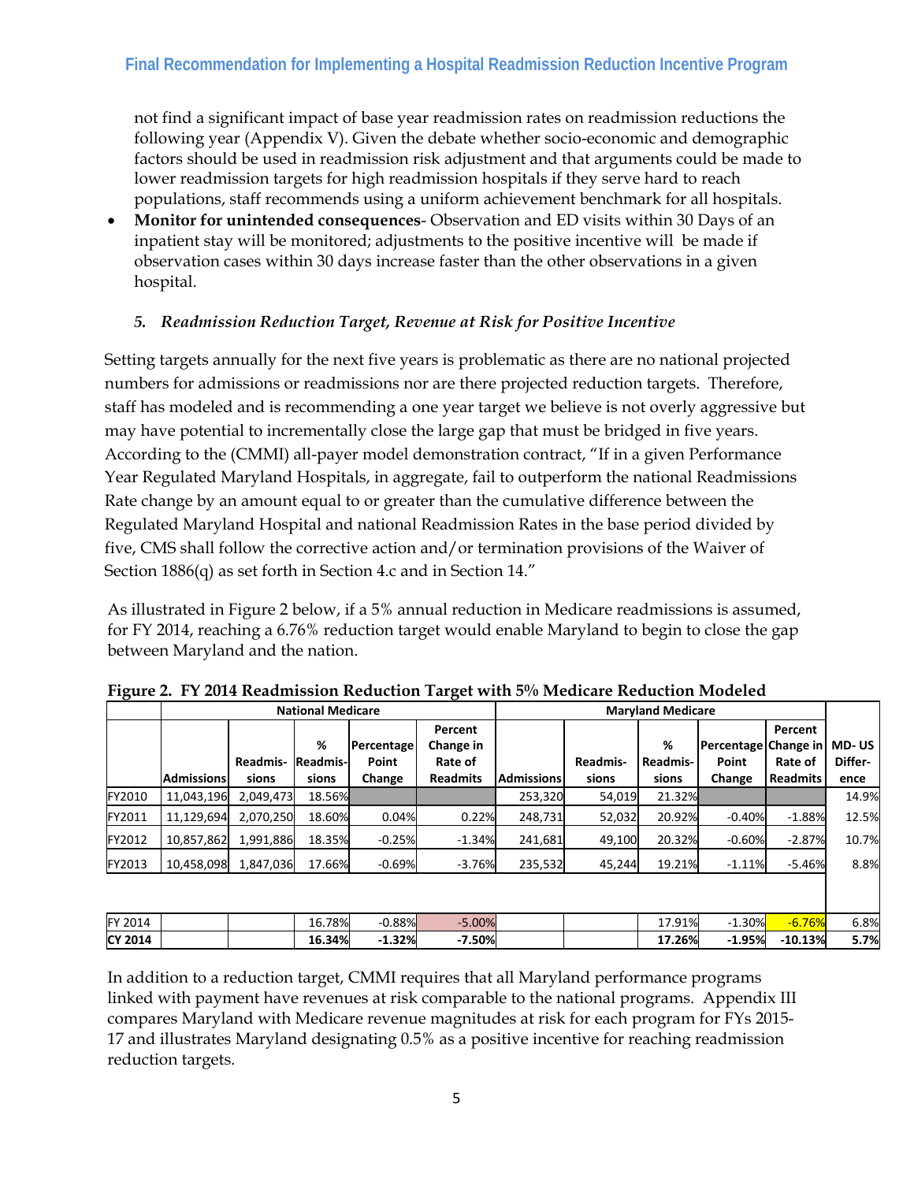not find a significant impact of base year readmission rates on readmission reductions the following year (Appendix V). Given the debate whether socio-economic and demographic factors should be used in readmission risk adjustment and that arguments could be made to lower readmission targets for high readmission hospitals if they serve hard to reach populations, staff recommends using a uniform achievement benchmark for all hospitals.

- **Monitor for unintended consequences**- Observation and ED visits within 30 Days of an inpatient stay will be monitored; adjustments to the positive incentive will be made if observation cases within 30 days increase faster than the other observations in a given hospital.

### *5. Readmission Reduction Target, Revenue at Risk for Positive Incentive*

Setting targets annually for the next five years is problematic as there are no national projected numbers for admissions or readmissions nor are there projected reduction targets. Therefore, staff has modeled and is recommending a one year target we believe is not overly aggressive but may have potential to incrementally close the large gap that must be bridged in five years. According to the (CMMI) all-payer model demonstration contract, "If in a given Performance Year Regulated Maryland Hospitals, in aggregate, fail to outperform the national Readmissions Rate change by an amount equal to or greater than the cumulative difference between the Regulated Maryland Hospital and national Readmission Rates in the base period divided by five, CMS shall follow the corrective action and/or termination provisions of the Waiver of Section 1886(q) as set forth in Section 4.c and in Section 14."

As illustrated in Figure 2 below, if a 5% annual reduction in Medicare readmissions is assumed, for FY 2014, reaching a 6.76% reduction target would enable Maryland to begin to close the gap between Maryland and the nation.

**Figure 2. FY 2014 Readmission Reduction Target with 5% Medicare Reduction Modeled**

| | National Medicare | | | | | Maryland Medicare | | | | | |
|---|---|---|---|---|---|---|---|---|---|---|---|
| | Admissions | Readmis-sions | % Readmis-sions | Percentage Point Change | Percent Change in Rate of Readmits | Admissions | Readmis-sions | % Readmis-sions | Percentage Point Change | Percent Change in Rate of Readmits | MD- US Differ-ence |
| FY2010 | 11,043,196 | 2,049,473 | 18.56% | | | 253,320 | 54,019 | 21.32% | | | 14.9% |
| FY2011 | 11,129,694 | 2,070,250 | 18.60% | 0.04% | 0.22% | 248,731 | 52,032 | 20.92% | -0.40% | -1.88% | 12.5% |
| FY2012 | 10,857,862 | 1,991,886 | 18.35% | -0.25% | -1.34% | 241,681 | 49,100 | 20.32% | -0.60% | -2.87% | 10.7% |
| FY2013 | 10,458,098 | 1,847,036 | 17.66% | -0.69% | -3.76% | 235,532 | 45,244 | 19.21% | -1.11% | -5.46% | 8.8% |
| FY 2014 | | | 16.78% | -0.88% | -5.00% | | | 17.91% | -1.30% | -6.76% | 6.8% |
| **CY 2014** | | | **16.34%** | **-1.32%** | **-7.50%** | | | **17.26%** | **-1.95%** | **-10.13%** | **5.7%** |

In addition to a reduction target, CMMI requires that all Maryland performance programs linked with payment have revenues at risk comparable to the national programs. Appendix III compares Maryland with Medicare revenue magnitudes at risk for each program for FYs 2015-17 and illustrates Maryland designating 0.5% as a positive incentive for reaching readmission reduction targets.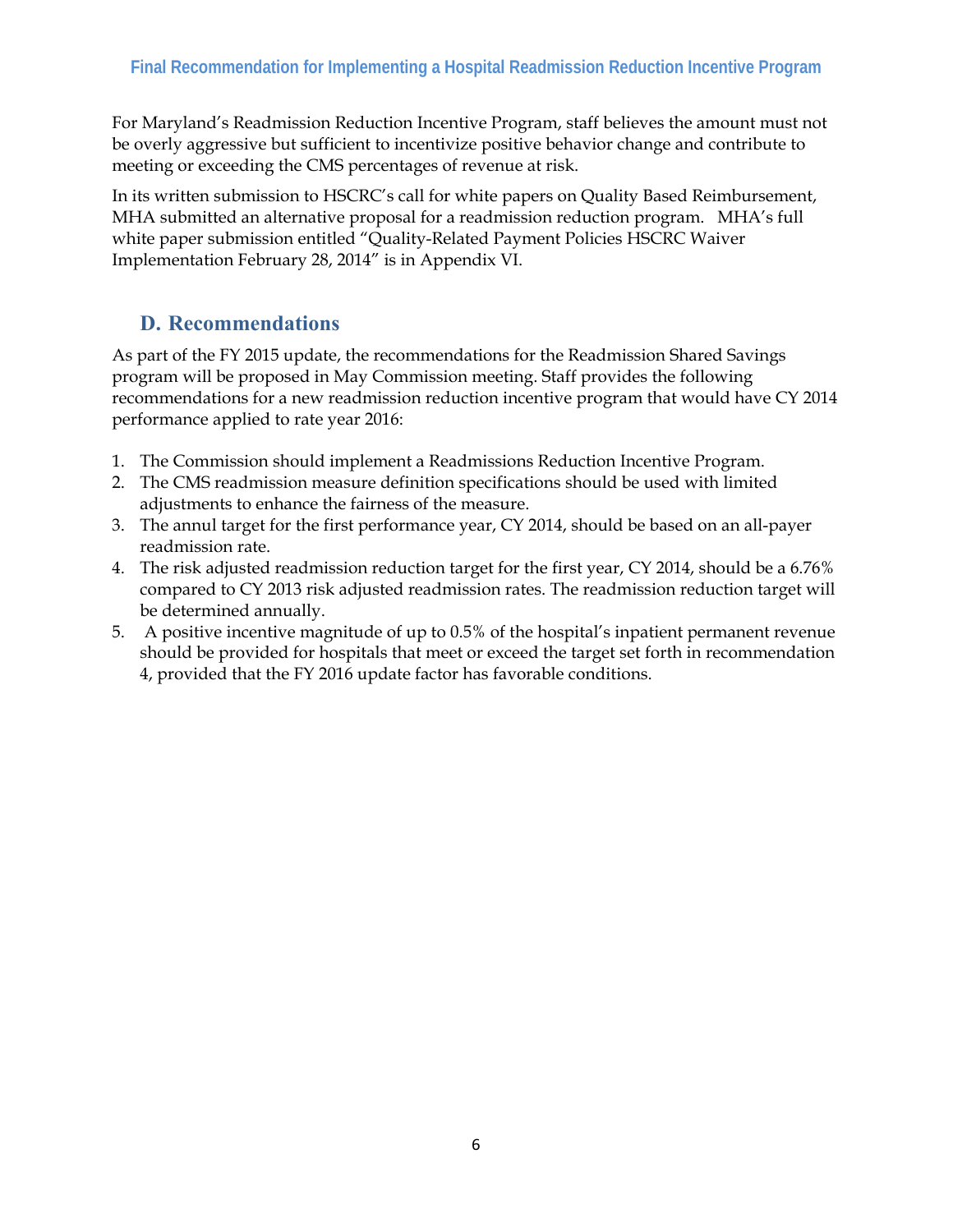For Maryland's Readmission Reduction Incentive Program, staff believes the amount must not be overly aggressive but sufficient to incentivize positive behavior change and contribute to meeting or exceeding the CMS percentages of revenue at risk.

In its written submission to HSCRC's call for white papers on Quality Based Reimbursement, MHA submitted an alternative proposal for a readmission reduction program. MHA's full white paper submission entitled "Quality-Related Payment Policies HSCRC Waiver Implementation February 28, 2014" is in Appendix VI.

## D. Recommendations

As part of the FY 2015 update, the recommendations for the Readmission Shared Savings program will be proposed in May Commission meeting. Staff provides the following recommendations for a new readmission reduction incentive program that would have CY 2014 performance applied to rate year 2016:

1. The Commission should implement a Readmissions Reduction Incentive Program.
2. The CMS readmission measure definition specifications should be used with limited adjustments to enhance the fairness of the measure.
3. The annul target for the first performance year, CY 2014, should be based on an all-payer readmission rate.
4. The risk adjusted readmission reduction target for the first year, CY 2014, should be a 6.76% compared to CY 2013 risk adjusted readmission rates. The readmission reduction target will be determined annually.
5. A positive incentive magnitude of up to 0.5% of the hospital's inpatient permanent revenue should be provided for hospitals that meet or exceed the target set forth in recommendation 4, provided that the FY 2016 update factor has favorable conditions.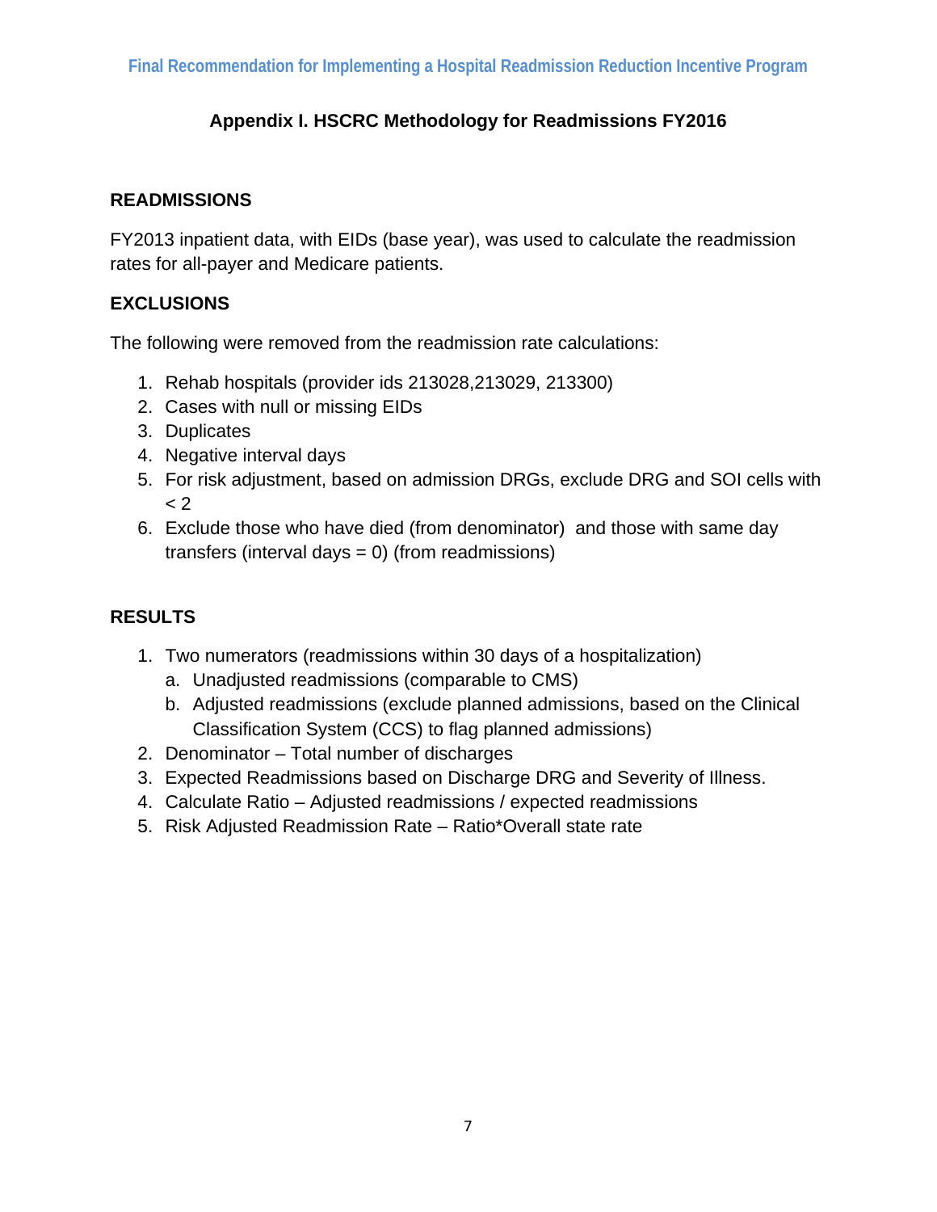## Appendix I. HSCRC Methodology for Readmissions FY2016

### READMISSIONS

FY2013 inpatient data, with EIDs (base year), was used to calculate the readmission rates for all-payer and Medicare patients.

### EXCLUSIONS

The following were removed from the readmission rate calculations:

1. Rehab hospitals (provider ids 213028,213029, 213300)
2. Cases with null or missing EIDs
3. Duplicates
4. Negative interval days
5. For risk adjustment, based on admission DRGs, exclude DRG and SOI cells with < 2
6. Exclude those who have died (from denominator) and those with same day transfers (interval days = 0) (from readmissions)

### RESULTS

1. Two numerators (readmissions within 30 days of a hospitalization)
   a. Unadjusted readmissions (comparable to CMS)
   b. Adjusted readmissions (exclude planned admissions, based on the Clinical Classification System (CCS) to flag planned admissions)
2. Denominator – Total number of discharges
3. Expected Readmissions based on Discharge DRG and Severity of Illness.
4. Calculate Ratio – Adjusted readmissions / expected readmissions
5. Risk Adjusted Readmission Rate – Ratio*Overall state rate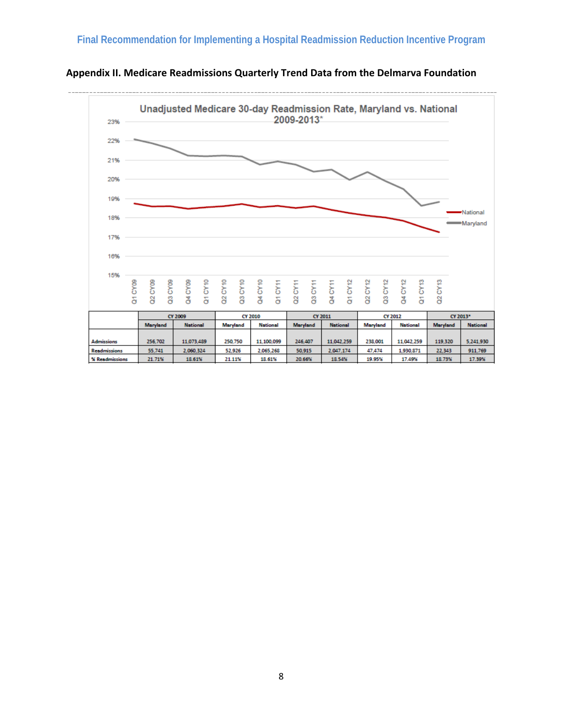## Appendix II. Medicare Readmissions Quarterly Trend Data from the Delmarva Foundation

|  | CY 2009 | | CY 2010 | | CY 2011 | | CY 2012 | | CY 2013* | |
|---|---|---|---|---|---|---|---|---|---|---|
|  | Maryland | National | Maryland | National | Maryland | National | Maryland | National | Maryland | National |
| Admissions | 256,702 | 11,073,489 | 250,750 | 11,100,099 | 246,407 | 11,042,259 | 238,001 | 11,042,259 | 119,320 | 5,241,930 |
| Readmissions | 55,741 | 2,060,324 | 52,926 | 2,065,268 | 50,915 | 2,047,174 | 47,474 | 1,930,871 | 22,343 | 911,769 |
| % Readmissions | 21.71% | 18.61% | 21.11% | 18.61% | 20.66% | 18.54% | 19.95% | 17.49% | 18.73% | 17.39% |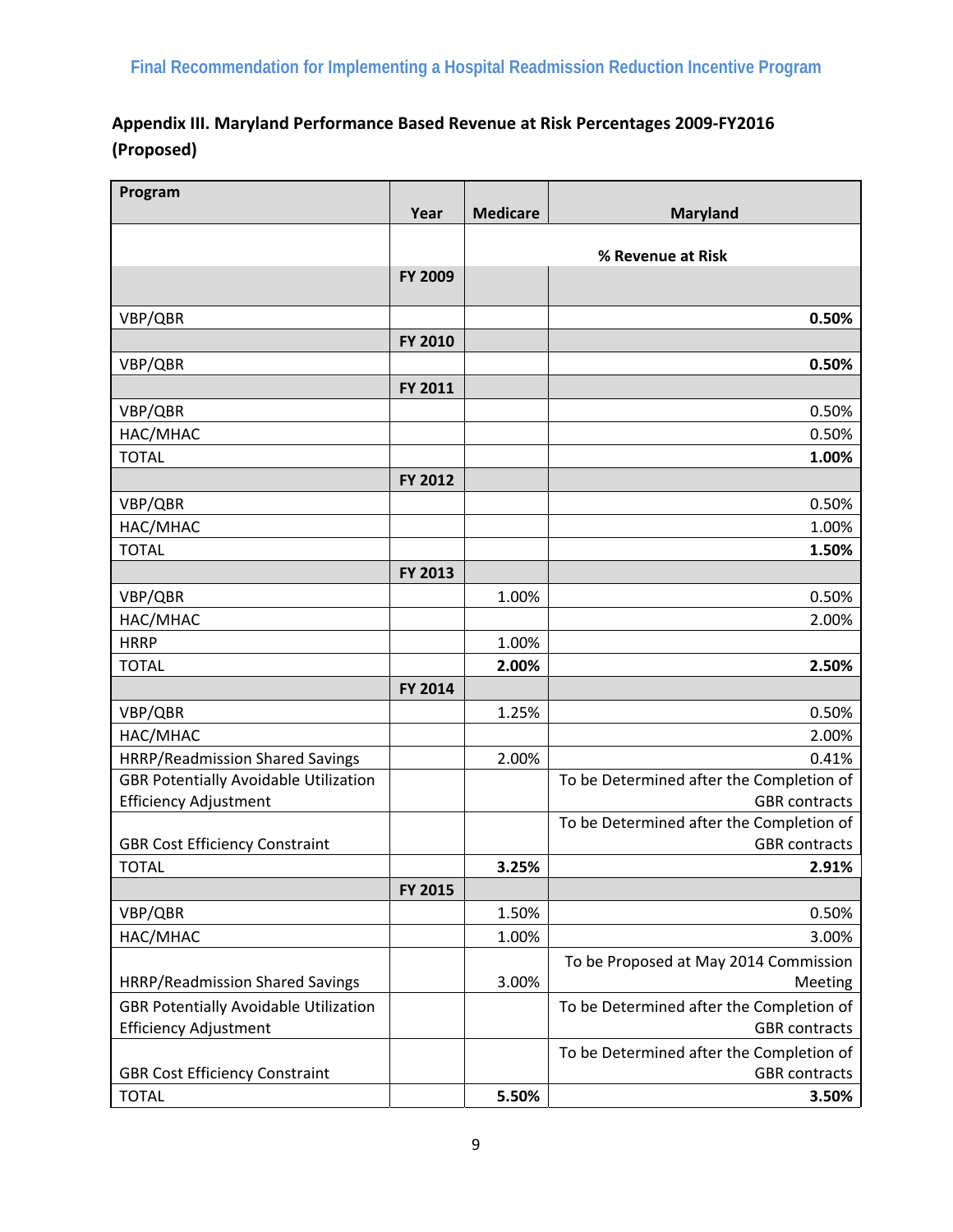## Appendix III. Maryland Performance Based Revenue at Risk Percentages 2009-FY2016 (Proposed)

| Program | Year | Medicare | Maryland |
|---|---|---|---|
| | | % Revenue at Risk | |
| | **FY 2009** | | |
| VBP/QBR | | | **0.50%** |
| | **FY 2010** | | |
| VBP/QBR | | | **0.50%** |
| | **FY 2011** | | |
| VBP/QBR | | | 0.50% |
| HAC/MHAC | | | 0.50% |
| TOTAL | | | **1.00%** |
| | **FY 2012** | | |
| VBP/QBR | | | 0.50% |
| HAC/MHAC | | | 1.00% |
| TOTAL | | | **1.50%** |
| | **FY 2013** | | |
| VBP/QBR | | 1.00% | 0.50% |
| HAC/MHAC | | | 2.00% |
| HRRP | | 1.00% | |
| TOTAL | | **2.00%** | **2.50%** |
| | **FY 2014** | | |
| VBP/QBR | | 1.25% | 0.50% |
| HAC/MHAC | | | 2.00% |
| HRRP/Readmission Shared Savings | | 2.00% | 0.41% |
| GBR Potentially Avoidable Utilization Efficiency Adjustment | | | To be Determined after the Completion of GBR contracts |
| GBR Cost Efficiency Constraint | | | To be Determined after the Completion of GBR contracts |
| TOTAL | | **3.25%** | **2.91%** |
| | **FY 2015** | | |
| VBP/QBR | | 1.50% | 0.50% |
| HAC/MHAC | | 1.00% | 3.00% |
| HRRP/Readmission Shared Savings | | 3.00% | To be Proposed at May 2014 Commission Meeting |
| GBR Potentially Avoidable Utilization Efficiency Adjustment | | | To be Determined after the Completion of GBR contracts |
| GBR Cost Efficiency Constraint | | | To be Determined after the Completion of GBR contracts |
| TOTAL | | **5.50%** | **3.50%** |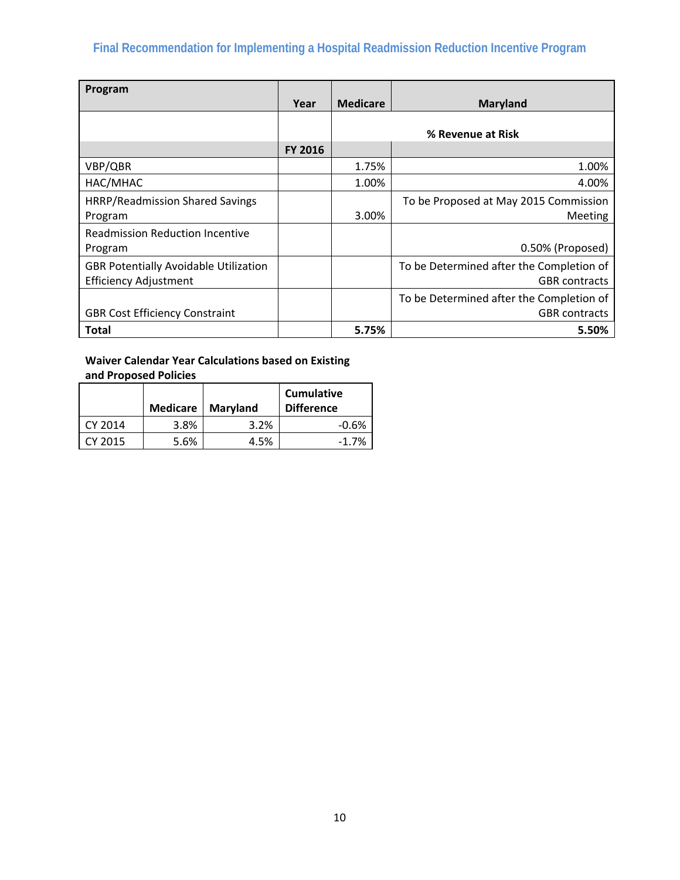| Program | Year | Medicare | Maryland |
|---|---|---|---|
| | | % Revenue at Risk | |
| | FY 2016 | | |
| VBP/QBR | | 1.75% | 1.00% |
| HAC/MHAC | | 1.00% | 4.00% |
| HRRP/Readmission Shared Savings Program | | 3.00% | To be Proposed at May 2015 Commission Meeting |
| Readmission Reduction Incentive Program | | | 0.50% (Proposed) |
| GBR Potentially Avoidable Utilization Efficiency Adjustment | | | To be Determined after the Completion of GBR contracts |
| GBR Cost Efficiency Constraint | | | To be Determined after the Completion of GBR contracts |
| **Total** | | **5.75%** | **5.50%** |

**Waiver Calendar Year Calculations based on Existing and Proposed Policies**

| | Medicare | Maryland | Cumulative Difference |
|---|---|---|---|
| CY 2014 | 3.8% | 3.2% | -0.6% |
| CY 2015 | 5.6% | 4.5% | -1.7% |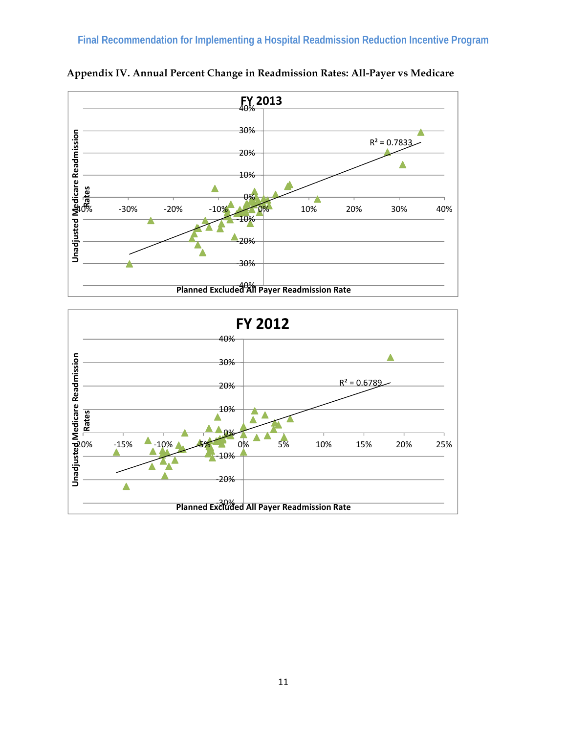## Appendix IV. Annual Percent Change in Readmission Rates: All-Payer vs Medicare

**FY 2013**

$R^2 = 0.7833$

Unadjusted Medicare Readmission Rates

Planned Excluded All Payer Readmission Rate

**FY 2012**

$R^2 = 0.6789$

Unadjusted Medicare Readmission Rates

Planned Excluded All Payer Readmission Rate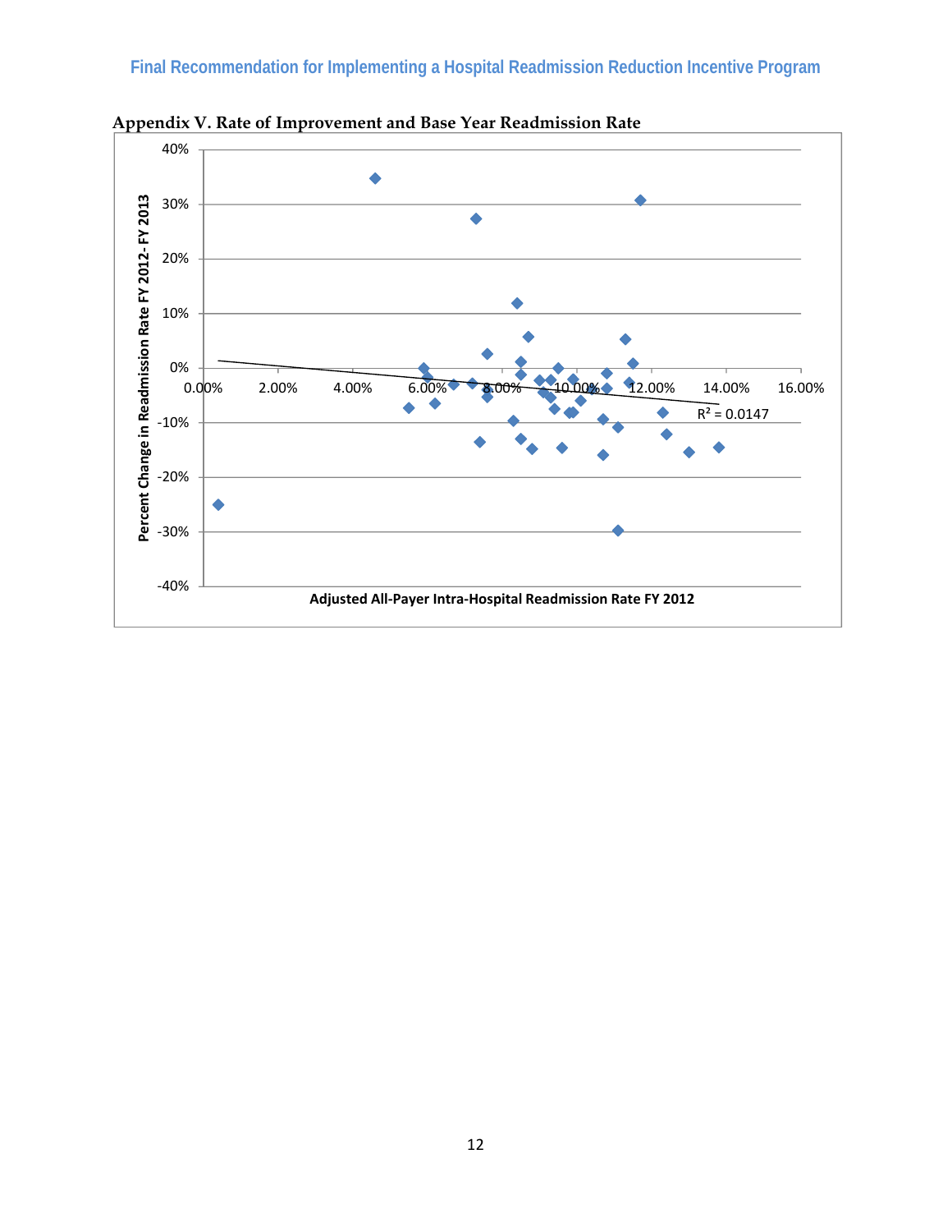## Appendix V. Rate of Improvement and Base Year Readmission Rate

Percent Change in Readmission Rate FY 2012- FY 2013

Adjusted All-Payer Intra-Hospital Readmission Rate FY 2012

$R^2 = 0.0147$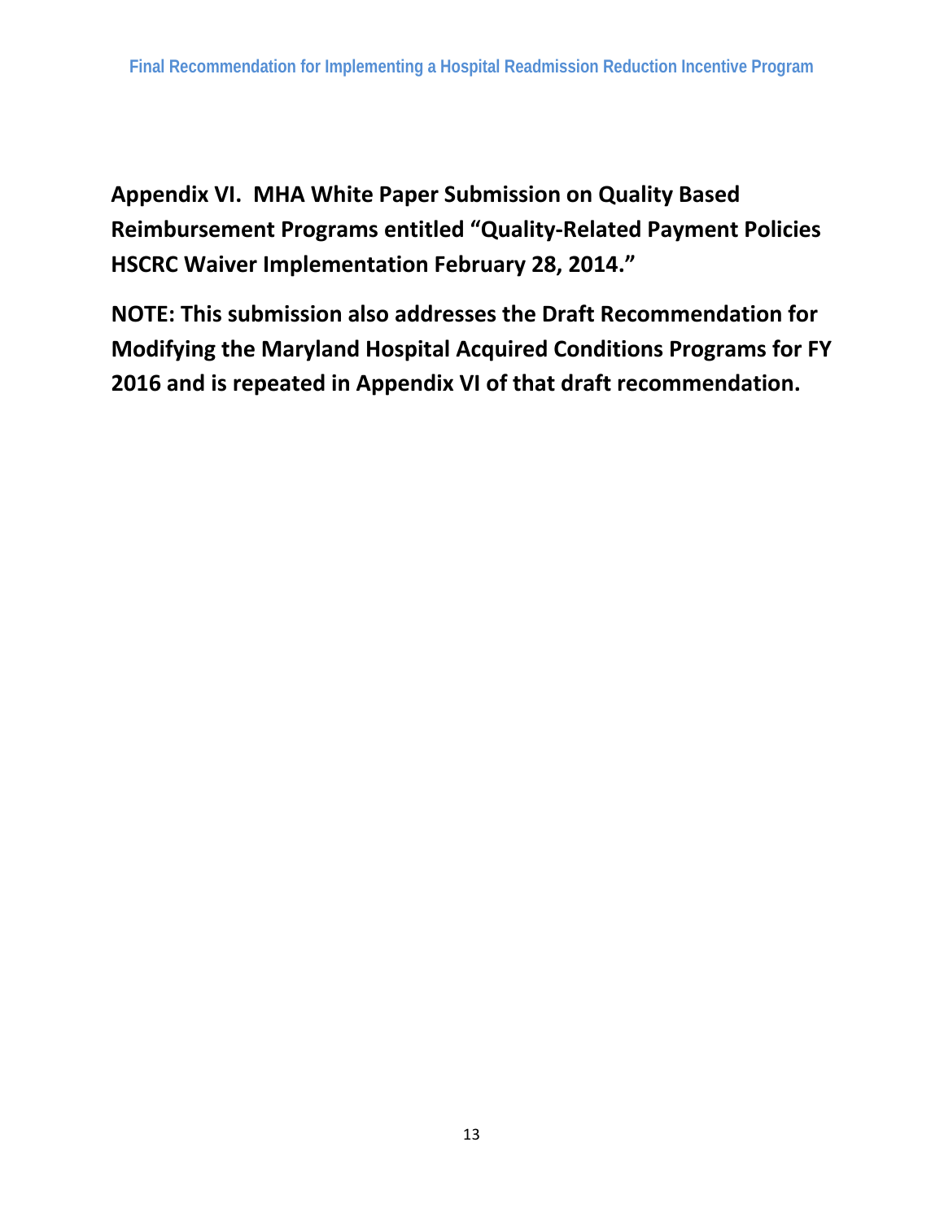**Appendix VI. MHA White Paper Submission on Quality Based Reimbursement Programs entitled "Quality-Related Payment Policies HSCRC Waiver Implementation February 28, 2014."**

**NOTE: This submission also addresses the Draft Recommendation for Modifying the Maryland Hospital Acquired Conditions Programs for FY 2016 and is repeated in Appendix VI of that draft recommendation.**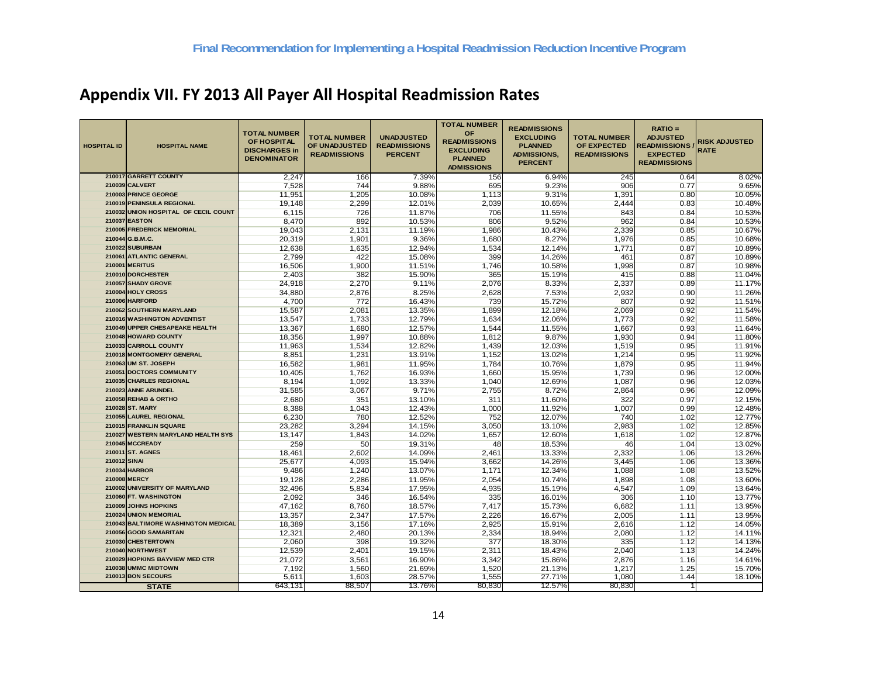# Appendix VII. FY 2013 All Payer All Hospital Readmission Rates

| HOSPITAL ID | HOSPITAL NAME | TOTAL NUMBER OF HOSPITAL DISCHARGES in DENOMINATOR | TOTAL NUMBER OF UNADJUSTED READMISSIONS | UNADJUSTED READMISSIONS PERCENT | TOTAL NUMBER OF READMISSIONS EXCLUDING PLANNED ADMISSIONS | READMISSIONS EXCLUDING PLANNED ADMISSIONS, PERCENT | TOTAL NUMBER OF EXPECTED READMISSIONS | RATIO = ADJUSTED READMISSIONS / EXPECTED READMISSIONS | RISK ADJUSTED RATE |
|---|---|---|---|---|---|---|---|---|---|
| 210017 | GARRETT COUNTY | 2,247 | 166 | 7.39% | 156 | 6.94% | 245 | 0.64 | 8.02% |
| 210039 | CALVERT | 7,528 | 744 | 9.88% | 695 | 9.23% | 906 | 0.77 | 9.65% |
| 210003 | PRINCE GEORGE | 11,951 | 1,205 | 10.08% | 1,113 | 9.31% | 1,391 | 0.80 | 10.05% |
| 210019 | PENINSULA REGIONAL | 19,148 | 2,299 | 12.01% | 2,039 | 10.65% | 2,444 | 0.83 | 10.48% |
| 210032 | UNION HOSPITAL OF CECIL COUNT | 6,115 | 726 | 11.87% | 706 | 11.55% | 843 | 0.84 | 10.53% |
| 210037 | EASTON | 8,470 | 892 | 10.53% | 806 | 9.52% | 962 | 0.84 | 10.53% |
| 210005 | FREDERICK MEMORIAL | 19,043 | 2,131 | 11.19% | 1,986 | 10.43% | 2,339 | 0.85 | 10.67% |
| 210044 | G.B.M.C. | 20,319 | 1,901 | 9.36% | 1,680 | 8.27% | 1,976 | 0.85 | 10.68% |
| 210022 | SUBURBAN | 12,638 | 1,635 | 12.94% | 1,534 | 12.14% | 1,771 | 0.87 | 10.89% |
| 210061 | ATLANTIC GENERAL | 2,799 | 422 | 15.08% | 399 | 14.26% | 461 | 0.87 | 10.89% |
| 210001 | MERITUS | 16,506 | 1,900 | 11.51% | 1,746 | 10.58% | 1,998 | 0.87 | 10.98% |
| 210010 | DORCHESTER | 2,403 | 382 | 15.90% | 365 | 15.19% | 415 | 0.88 | 11.04% |
| 210057 | SHADY GROVE | 24,918 | 2,270 | 9.11% | 2,076 | 8.33% | 2,337 | 0.89 | 11.17% |
| 210004 | HOLY CROSS | 34,880 | 2,876 | 8.25% | 2,628 | 7.53% | 2,932 | 0.90 | 11.26% |
| 210006 | HARFORD | 4,700 | 772 | 16.43% | 739 | 15.72% | 807 | 0.92 | 11.51% |
| 210062 | SOUTHERN MARYLAND | 15,587 | 2,081 | 13.35% | 1,899 | 12.18% | 2,069 | 0.92 | 11.54% |
| 210016 | WASHINGTON ADVENTIST | 13,547 | 1,733 | 12.79% | 1,634 | 12.06% | 1,773 | 0.92 | 11.58% |
| 210049 | UPPER CHESAPEAKE HEALTH | 13,367 | 1,680 | 12.57% | 1,544 | 11.55% | 1,667 | 0.93 | 11.64% |
| 210048 | HOWARD COUNTY | 18,356 | 1,997 | 10.88% | 1,812 | 9.87% | 1,930 | 0.94 | 11.80% |
| 210033 | CARROLL COUNTY | 11,963 | 1,534 | 12.82% | 1,439 | 12.03% | 1,519 | 0.95 | 11.91% |
| 210018 | MONTGOMERY GENERAL | 8,851 | 1,231 | 13.91% | 1,152 | 13.02% | 1,214 | 0.95 | 11.92% |
| 210063 | UM ST. JOSEPH | 16,582 | 1,981 | 11.95% | 1,784 | 10.76% | 1,879 | 0.95 | 11.94% |
| 210051 | DOCTORS COMMUNITY | 10,405 | 1,762 | 16.93% | 1,660 | 15.95% | 1,739 | 0.96 | 12.00% |
| 210035 | CHARLES REGIONAL | 8,194 | 1,092 | 13.33% | 1,040 | 12.69% | 1,087 | 0.96 | 12.03% |
| 210023 | ANNE ARUNDEL | 31,585 | 3,067 | 9.71% | 2,755 | 8.72% | 2,864 | 0.96 | 12.09% |
| 210058 | REHAB & ORTHO | 2,680 | 351 | 13.10% | 311 | 11.60% | 322 | 0.97 | 12.15% |
| 210028 | ST. MARY | 8,388 | 1,043 | 12.43% | 1,000 | 11.92% | 1,007 | 0.99 | 12.48% |
| 210055 | LAUREL REGIONAL | 6,230 | 780 | 12.52% | 752 | 12.07% | 740 | 1.02 | 12.77% |
| 210015 | FRANKLIN SQUARE | 23,282 | 3,294 | 14.15% | 3,050 | 13.10% | 2,983 | 1.02 | 12.85% |
| 210027 | WESTERN MARYLAND HEALTH SYS | 13,147 | 1,843 | 14.02% | 1,657 | 12.60% | 1,618 | 1.02 | 12.87% |
| 210045 | MCCREADY | 259 | 50 | 19.31% | 48 | 18.53% | 46 | 1.04 | 13.02% |
| 210011 | ST. AGNES | 18,461 | 2,602 | 14.09% | 2,461 | 13.33% | 2,332 | 1.06 | 13.26% |
| 210012 | SINAI | 25,677 | 4,093 | 15.94% | 3,662 | 14.26% | 3,445 | 1.06 | 13.36% |
| 210034 | HARBOR | 9,486 | 1,240 | 13.07% | 1,171 | 12.34% | 1,088 | 1.08 | 13.52% |
| 210008 | MERCY | 19,128 | 2,286 | 11.95% | 2,054 | 10.74% | 1,898 | 1.08 | 13.60% |
| 210002 | UNIVERSITY OF MARYLAND | 32,496 | 5,834 | 17.95% | 4,935 | 15.19% | 4,547 | 1.09 | 13.64% |
| 210060 | FT. WASHINGTON | 2,092 | 346 | 16.54% | 335 | 16.01% | 306 | 1.10 | 13.77% |
| 210009 | JOHNS HOPKINS | 47,162 | 8,760 | 18.57% | 7,417 | 15.73% | 6,682 | 1.11 | 13.95% |
| 210024 | UNION MEMORIAL | 13,357 | 2,347 | 17.57% | 2,226 | 16.67% | 2,005 | 1.11 | 13.95% |
| 210043 | BALTIMORE WASHINGTON MEDICAL | 18,389 | 3,156 | 17.16% | 2,925 | 15.91% | 2,616 | 1.12 | 14.05% |
| 210056 | GOOD SAMARITAN | 12,321 | 2,480 | 20.13% | 2,334 | 18.94% | 2,080 | 1.12 | 14.11% |
| 210030 | CHESTERTOWN | 2,060 | 398 | 19.32% | 377 | 18.30% | 335 | 1.12 | 14.13% |
| 210040 | NORTHWEST | 12,539 | 2,401 | 19.15% | 2,311 | 18.43% | 2,040 | 1.13 | 14.24% |
| 210029 | HOPKINS BAYVIEW MED CTR | 21,072 | 3,561 | 16.90% | 3,342 | 15.86% | 2,876 | 1.16 | 14.61% |
| 210038 | UMMC MIDTOWN | 7,192 | 1,560 | 21.69% | 1,520 | 21.13% | 1,217 | 1.25 | 15.70% |
| 210013 | BON SECOURS | 5,611 | 1,603 | 28.57% | 1,555 | 27.71% | 1,080 | 1.44 | 18.10% |
| | **STATE** | 643,131 | 88,507 | 13.76% | 80,830 | 12.57% | 80,830 | 1 | |